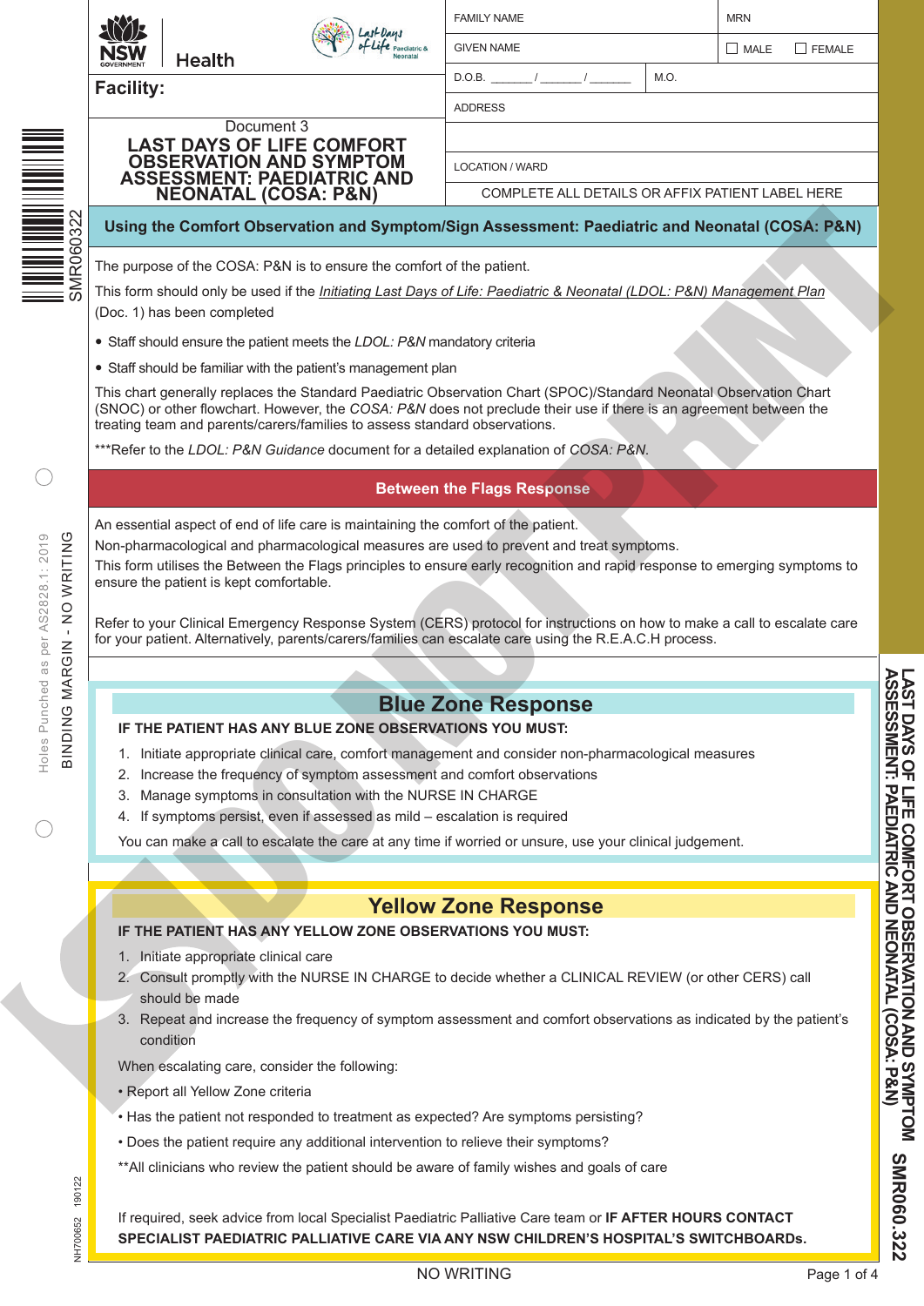NSW GOVERNMENT Health

**Facility:**

Document 3

# LAST DAYS OF LIFE COMFORT OBSERVATION AND SYMPTOM ASSESSMENT: PAEDIATRIC AND NEONATAL (COSA: P&N)

| FAMILY NAME | MRN |
|---|---|
| GIVEN NAME | ☐ MALE ☐ FEMALE |
| D.O.B. _______ / _______ / _______ | M.O. |
| ADDRESS | |
| | |
| LOCATION / WARD | |
| COMPLETE ALL DETAILS OR AFFIX PATIENT LABEL HERE | |

## Using the Comfort Observation and Symptom/Sign Assessment: Paediatric and Neonatal (COSA: P&N)

The purpose of the COSA: P&N is to ensure the comfort of the patient.

This form should only be used if the *Initiating Last Days of Life: Paediatric & Neonatal (LDOL: P&N) Management Plan* (Doc. 1) has been completed

- Staff should ensure the patient meets the *LDOL: P&N* mandatory criteria
- Staff should be familiar with the patient's management plan

This chart generally replaces the Standard Paediatric Observation Chart (SPOC)/Standard Neonatal Observation Chart (SNOC) or other flowchart. However, the *COSA: P&N* does not preclude their use if there is an agreement between the treating team and parents/carers/families to assess standard observations.

***Refer to the *LDOL: P&N Guidance* document for a detailed explanation of *COSA: P&N*.

## Between the Flags Response

An essential aspect of end of life care is maintaining the comfort of the patient.

Non-pharmacological and pharmacological measures are used to prevent and treat symptoms.

This form utilises the Between the Flags principles to ensure early recognition and rapid response to emerging symptoms to ensure the patient is kept comfortable.

Refer to your Clinical Emergency Response System (CERS) protocol for instructions on how to make a call to escalate care for your patient. Alternatively, parents/carers/families can escalate care using the R.E.A.C.H process.

## Blue Zone Response

**IF THE PATIENT HAS ANY BLUE ZONE OBSERVATIONS YOU MUST:**

1. Initiate appropriate clinical care, comfort management and consider non-pharmacological measures
2. Increase the frequency of symptom assessment and comfort observations
3. Manage symptoms in consultation with the NURSE IN CHARGE
4. If symptoms persist, even if assessed as mild – escalation is required

You can make a call to escalate the care at any time if worried or unsure, use your clinical judgement.

## Yellow Zone Response

**IF THE PATIENT HAS ANY YELLOW ZONE OBSERVATIONS YOU MUST:**

1. Initiate appropriate clinical care
2. Consult promptly with the NURSE IN CHARGE to decide whether a CLINICAL REVIEW (or other CERS) call should be made
3. Repeat and increase the frequency of symptom assessment and comfort observations as indicated by the patient's condition

When escalating care, consider the following:

- Report all Yellow Zone criteria
- Has the patient not responded to treatment as expected? Are symptoms persisting?
- Does the patient require any additional intervention to relieve their symptoms?

**All clinicians who review the patient should be aware of family wishes and goals of care

If required, seek advice from local Specialist Paediatric Palliative Care team or **IF AFTER HOURS CONTACT SPECIALIST PAEDIATRIC PALLIATIVE CARE VIA ANY NSW CHILDREN'S HOSPITAL'S SWITCHBOARDs.**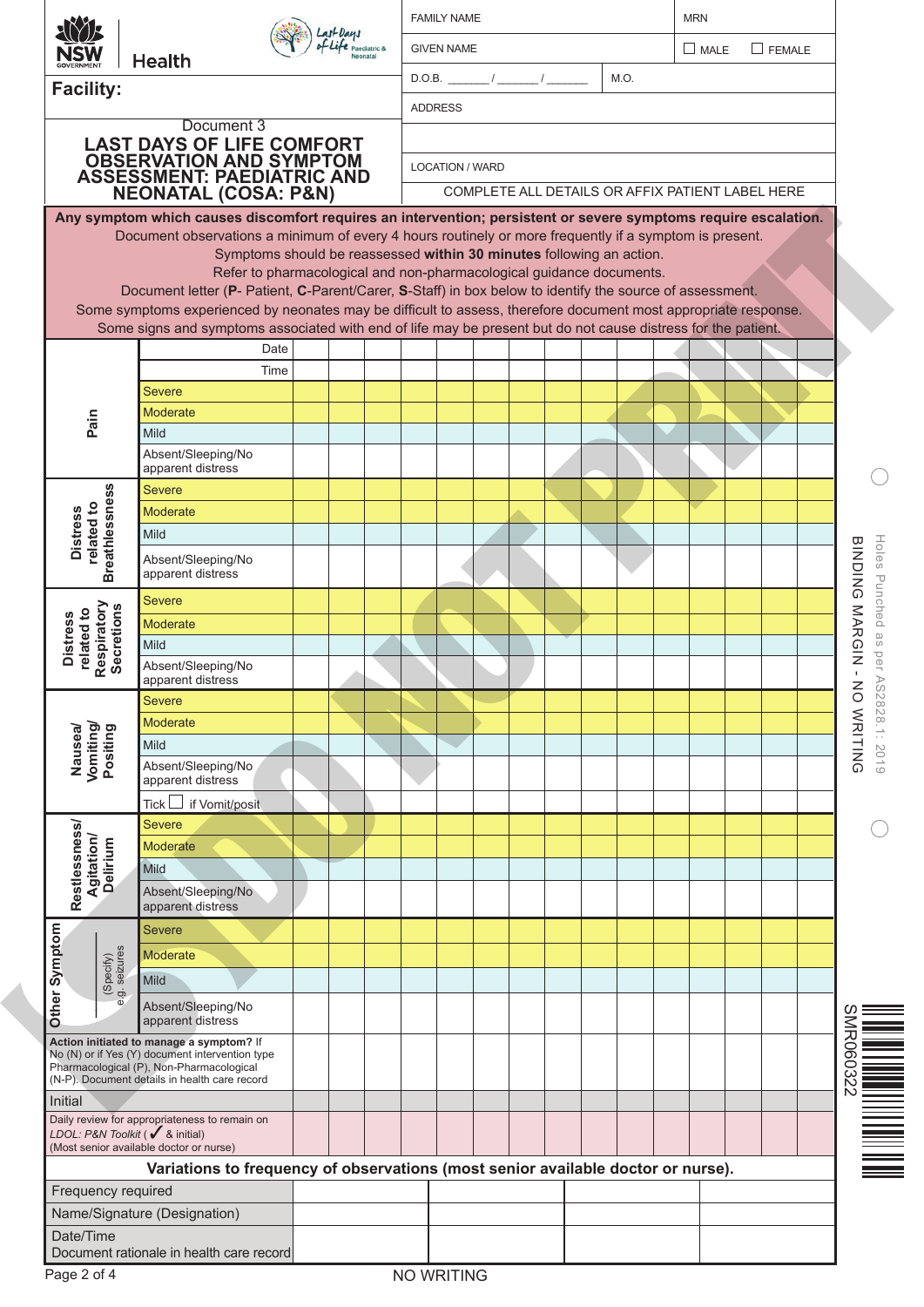NSW GOVERNMENT Health

Last Days of Life Paediatric & Neonatal

**Facility:**

| FAMILY NAME | | MRN |
|---|---|---|
| GIVEN NAME | | ☐ MALE ☐ FEMALE |
| D.O.B. ______ / ______ / ______ | M.O. | |
| ADDRESS | | |
| | | |
| LOCATION / WARD | | |
| COMPLETE ALL DETAILS OR AFFIX PATIENT LABEL HERE | | |

Document 3

# LAST DAYS OF LIFE COMFORT OBSERVATION AND SYMPTOM ASSESSMENT: PAEDIATRIC AND NEONATAL (COSA: P&N)

**Any symptom which causes discomfort requires an intervention; persistent or severe symptoms require escalation.**
Document observations a minimum of every 4 hours routinely or more frequently if a symptom is present.
Symptoms should be reassessed **within 30 minutes** following an action.
Refer to pharmacological and non-pharmacological guidance documents.
Document letter (**P**- Patient, **C**-Parent/Carer, **S**-Staff) in box below to identify the source of assessment.
Some symptoms experienced by neonates may be difficult to assess, therefore document most appropriate response.
Some signs and symptoms associated with end of life may be present but do not cause distress for the patient.

| | | | | | | | | | | | | | | | |
|---|---|---|---|---|---|---|---|---|---|---|---|---|---|---|---|
| | Date | | | | | | | | | | | | | | |
| | Time | | | | | | | | | | | | | | |
| **Pain** | Severe | | | | | | | | | | | | | | |
| | Moderate | | | | | | | | | | | | | | |
| | Mild | | | | | | | | | | | | | | |
| | Absent/Sleeping/No apparent distress | | | | | | | | | | | | | | |
| **Distress related to Breathlessness** | Severe | | | | | | | | | | | | | | |
| | Moderate | | | | | | | | | | | | | | |
| | Mild | | | | | | | | | | | | | | |
| | Absent/Sleeping/No apparent distress | | | | | | | | | | | | | | |
| **Distress related to Respiratory Secretions** | Severe | | | | | | | | | | | | | | |
| | Moderate | | | | | | | | | | | | | | |
| | Mild | | | | | | | | | | | | | | |
| | Absent/Sleeping/No apparent distress | | | | | | | | | | | | | | |
| **Nausea/ Vomiting/ Positing** | Severe | | | | | | | | | | | | | | |
| | Moderate | | | | | | | | | | | | | | |
| | Mild | | | | | | | | | | | | | | |
| | Absent/Sleeping/No apparent distress | | | | | | | | | | | | | | |
| | Tick ☐ if Vomit/posit | | | | | | | | | | | | | | |
| **Restlessness/ Agitation/ Delirium** | Severe | | | | | | | | | | | | | | |
| | Moderate | | | | | | | | | | | | | | |
| | Mild | | | | | | | | | | | | | | |
| | Absent/Sleeping/No apparent distress | | | | | | | | | | | | | | |
| **Other Symptom** (Specify) e.g. seizures ______ | Severe | | | | | | | | | | | | | | |
| | Moderate | | | | | | | | | | | | | | |
| | Mild | | | | | | | | | | | | | | |
| | Absent/Sleeping/No apparent distress | | | | | | | | | | | | | | |
| **Action initiated to manage a symptom?** If No (N) or if Yes (Y) document intervention type Pharmacological (P), Non-Pharmacological (N-P). Document details in health care record | | | | | | | | | | | | | | | |
| Initial | | | | | | | | | | | | | | | |
| Daily review for appropriateness to remain on *LDOL: P&N Toolkit* (✓ & initial) (Most senior available doctor or nurse) | | | | | | | | | | | | | | | |

**Variations to frequency of observations (most senior available doctor or nurse).**

| | | | | |
|---|---|---|---|---|
| Frequency required | | | | |
| Name/Signature (Designation) | | | | |
| Date/Time<br>Document rationale in health care record | | | | |

NO WRITING

BINDING MARGIN - NO WRITING

Holes Punched as per AS2828.1: 2019

SMR060322

DO NOT PRINT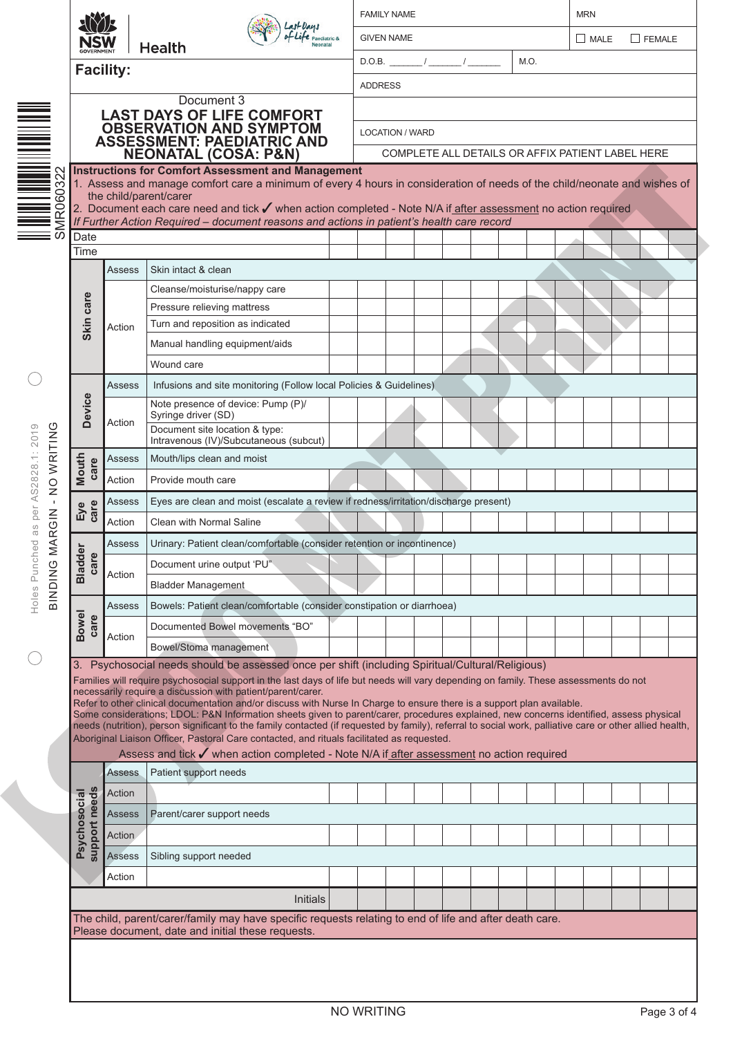NSW GOVERNMENT Health

Last Days of Life Paediatric & Neonatal

**Facility:**

| FAMILY NAME | | MRN |
|---|---|---|
| GIVEN NAME | | ☐ MALE ☐ FEMALE |
| D.O.B. _____ / _____ / _____ | M.O. | |
| ADDRESS | | |
| | | |
| LOCATION / WARD | | |

COMPLETE ALL DETAILS OR AFFIX PATIENT LABEL HERE

Document 3

# LAST DAYS OF LIFE COMFORT OBSERVATION AND SYMPTOM ASSESSMENT: PAEDIATRIC AND NEONATAL (COSA: P&N)

SMR060322

**Instructions for Comfort Assessment and Management**

1. Assess and manage comfort care a minimum of every 4 hours in consideration of needs of the child/neonate and wishes of the child/parent/carer
2. Document each care need and tick ✓ when action completed - Note N/A if after assessment no action required

*If Further Action Required – document reasons and actions in patient's health care record*

| | | Date | | | | | | | | | | | | | |
|---|---|---|---|---|---|---|---|---|---|---|---|---|---|---|---|
| | | Time | | | | | | | | | | | | | |
| Skin care | Assess | Skin intact & clean | | | | | | | | | | | | | |
| | Action | Cleanse/moisturise/nappy care | | | | | | | | | | | | | |
| | | Pressure relieving mattress | | | | | | | | | | | | | |
| | | Turn and reposition as indicated | | | | | | | | | | | | | |
| | | Manual handling equipment/aids | | | | | | | | | | | | | |
| | | Wound care | | | | | | | | | | | | | |
| Device | Assess | Infusions and site monitoring (Follow local Policies & Guidelines) | | | | | | | | | | | | | |
| | Action | Note presence of device: Pump (P)/ Syringe driver (SD) | | | | | | | | | | | | | |
| | | Document site location & type: Intravenous (IV)/Subcutaneous (subcut) | | | | | | | | | | | | | |
| Mouth care | Assess | Mouth/lips clean and moist | | | | | | | | | | | | | |
| | Action | Provide mouth care | | | | | | | | | | | | | |
| Eye care | Assess | Eyes are clean and moist (escalate a review if redness/irritation/discharge present) | | | | | | | | | | | | | |
| | Action | Clean with Normal Saline | | | | | | | | | | | | | |
| Bladder care | Assess | Urinary: Patient clean/comfortable (consider retention or incontinence) | | | | | | | | | | | | | |
| | Action | Document urine output 'PU" | | | | | | | | | | | | | |
| | | Bladder Management | | | | | | | | | | | | | |
| Bowel care | Assess | Bowels: Patient clean/comfortable (consider constipation or diarrhoea) | | | | | | | | | | | | | |
| | Action | Documented Bowel movements "BO" | | | | | | | | | | | | | |
| | | Bowel/Stoma management | | | | | | | | | | | | | |

3. Psychosocial needs should be assessed once per shift (including Spiritual/Cultural/Religious)

Families will require psychosocial support in the last days of life but needs will vary depending on family. These assessments do not necessarily require a discussion with patient/parent/carer.
Refer to other clinical documentation and/or discuss with Nurse In Charge to ensure there is a support plan available.
Some considerations; LDOL: P&N Information sheets given to parent/carer, procedures explained, new concerns identified, assess physical needs (nutrition), person significant to the family contacted (if requested by family), referral to social work, palliative care or other allied health, Aboriginal Liaison Officer, Pastoral Care contacted, and rituals facilitated as requested.

Assess and tick ✓ when action completed - Note N/A if after assessment no action required

| | | | | | | | | | | | | | | | |
|---|---|---|---|---|---|---|---|---|---|---|---|---|---|---|---|
| Psychosocial support needs | Assess | Patient support needs | | | | | | | | | | | | | |
| | Action | | | | | | | | | | | | | | |
| | Assess | Parent/carer support needs | | | | | | | | | | | | | |
| | Action | | | | | | | | | | | | | | |
| | Assess | Sibling support needed | | | | | | | | | | | | | |
| | Action | | | | | | | | | | | | | | |
| | | Initials | | | | | | | | | | | | | |

The child, parent/carer/family may have specific requests relating to end of life and after death care.
Please document, date and initial these requests.

Holes Punched as per AS2828.1: 2019

BINDING MARGIN - NO WRITING

NO WRITING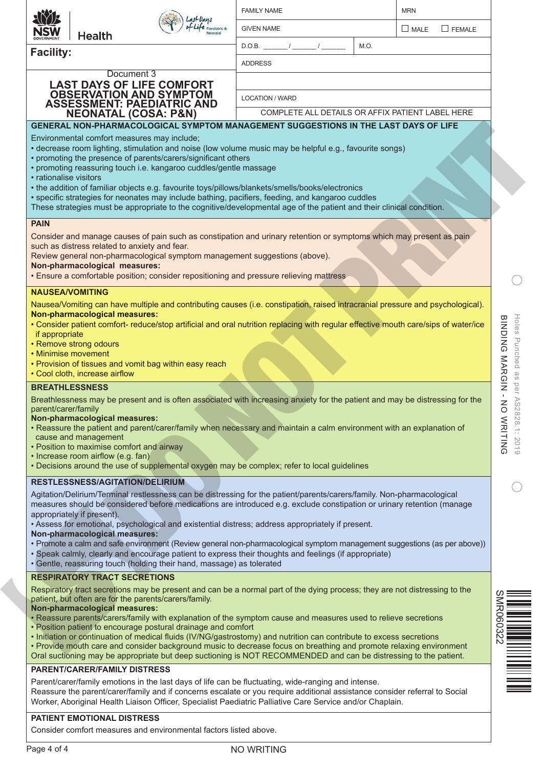NSW GOVERNMENT Health | Last Days of Life Paediatric & Neonatal

**Facility:**

Document 3

# LAST DAYS OF LIFE COMFORT OBSERVATION AND SYMPTOM ASSESSMENT: PAEDIATRIC AND NEONATAL (COSA: P&N)

| | | |
|---|---|---|
| FAMILY NAME | | MRN |
| GIVEN NAME | | ☐ MALE ☐ FEMALE |
| D.O.B. ______ / ______ / ______ | M.O. | |
| ADDRESS | | |
| | | |
| LOCATION / WARD | | |
| COMPLETE ALL DETAILS OR AFFIX PATIENT LABEL HERE | | |

DO NOT PRINT

## GENERAL NON-PHARMACOLOGICAL SYMPTOM MANAGEMENT SUGGESTIONS IN THE LAST DAYS OF LIFE

Environmental comfort measures may include;

- decrease room lighting, stimulation and noise (low volume music may be helpful e.g., favourite songs)
- promoting the presence of parents/carers/significant others
- promoting reassuring touch i.e. kangaroo cuddles/gentle massage
- rationalise visitors
- the addition of familiar objects e.g. favourite toys/pillows/blankets/smells/books/electronics
- specific strategies for neonates may include bathing, pacifiers, feeding, and kangaroo cuddles

These strategies must be appropriate to the cognitive/developmental age of the patient and their clinical condition.

## PAIN

Consider and manage causes of pain such as constipation and urinary retention or symptoms which may present as pain such as distress related to anxiety and fear.

Review general non-pharmacological symptom management suggestions (above).

**Non-pharmacological measures:**

- Ensure a comfortable position; consider repositioning and pressure relieving mattress

## NAUSEA/VOMITING

Nausea/Vomiting can have multiple and contributing causes (i.e. constipation, raised intracranial pressure and psychological).

**Non-pharmacological measures:**

- Consider patient comfort- reduce/stop artificial and oral nutrition replacing with regular effective mouth care/sips of water/ice if appropriate
- Remove strong odours
- Minimise movement
- Provision of tissues and vomit bag within easy reach
- Cool cloth, increase airflow

## BREATHLESSNESS

Breathlessness may be present and is often associated with increasing anxiety for the patient and may be distressing for the parent/carer/family

**Non-pharmacological measures:**

- Reassure the patient and parent/carer/family when necessary and maintain a calm environment with an explanation of cause and management
- Position to maximise comfort and airway
- Increase room airflow (e.g. fan)
- Decisions around the use of supplemental oxygen may be complex; refer to local guidelines

## RESTLESSNESS/AGITATION/DELIRIUM

Agitation/Delirium/Terminal restlessness can be distressing for the patient/parents/carers/family. Non-pharmacological measures should be considered before medications are introduced e.g. exclude constipation or urinary retention (manage appropriately if present).

- Assess for emotional, psychological and existential distress; address appropriately if present.

**Non-pharmacological measures:**

- Promote a calm and safe environment (Review general non-pharmacological symptom management suggestions (as per above))
- Speak calmly, clearly and encourage patient to express their thoughts and feelings (if appropriate)
- Gentle, reassuring touch (holding their hand, massage) as tolerated

## RESPIRATORY TRACT SECRETIONS

Respiratory tract secretions may be present and can be a normal part of the dying process; they are not distressing to the patient, but often are for the parents/carers/family.

**Non-pharmacological measures:**

- Reassure parents/carers/family with explanation of the symptom cause and measures used to relieve secretions
- Position patient to encourage postural drainage and comfort
- Initiation or continuation of medical fluids (IV/NG/gastrostomy) and nutrition can contribute to excess secretions
- Provide mouth care and consider background music to decrease focus on breathing and promote relaxing environment

Oral suctioning may be appropriate but deep suctioning is NOT RECOMMENDED and can be distressing to the patient.

## PARENT/CARER/FAMILY DISTRESS

Parent/carer/family emotions in the last days of life can be fluctuating, wide-ranging and intense.

Reassure the parent/carer/family and if concerns escalate or you require additional assistance consider referral to Social Worker, Aboriginal Health Liaison Officer, Specialist Paediatric Palliative Care Service and/or Chaplain.

## PATIENT EMOTIONAL DISTRESS

Consider comfort measures and environmental factors listed above.

Holes Punched as per AS2828.1: 2019

BINDING MARGIN - NO WRITING

SMR060322

NO WRITING